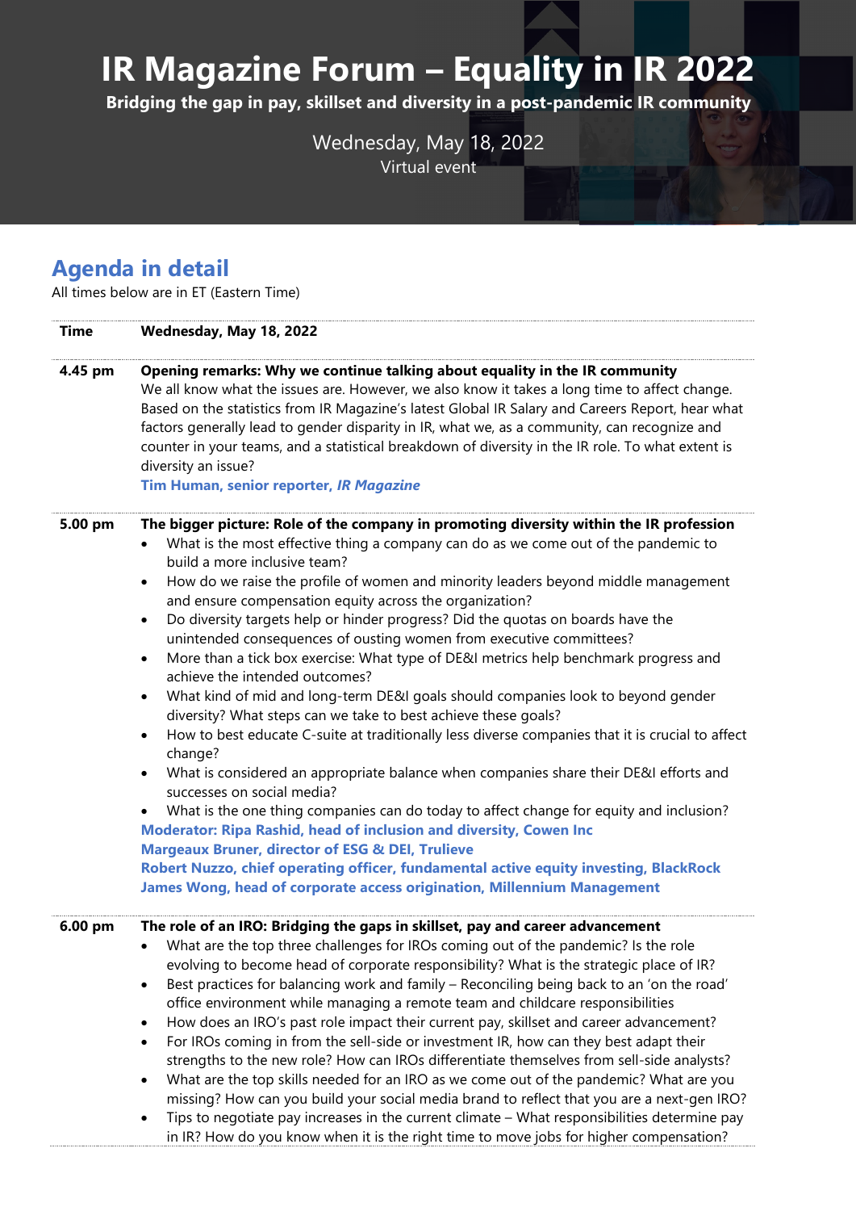# IR Magazine Forum – Equality in IR 2022

**Bridging the gap in pay, skillset and diversity in a post-pandemic IR community**

Wednesday, May 18, 2022

Virtual event

## Agenda in detail

All times below are in ET (Eastern Time)

| Time | Wednesday, May 18, 2022 |
|---|---|
| **4.45 pm** | **Opening remarks: Why we continue talking about equality in the IR community**<br>We all know what the issues are. However, we also know it takes a long time to affect change. Based on the statistics from IR Magazine's latest Global IR Salary and Careers Report, hear what factors generally lead to gender disparity in IR, what we, as a community, can recognize and counter in your teams, and a statistical breakdown of diversity in the IR role. To what extent is diversity an issue?<br>**Tim Human, senior reporter, *IR Magazine*** |
| **5.00 pm** | **The bigger picture: Role of the company in promoting diversity within the IR profession**<br>• What is the most effective thing a company can do as we come out of the pandemic to build a more inclusive team?<br>• How do we raise the profile of women and minority leaders beyond middle management and ensure compensation equity across the organization?<br>• Do diversity targets help or hinder progress? Did the quotas on boards have the unintended consequences of ousting women from executive committees?<br>• More than a tick box exercise: What type of DE&I metrics help benchmark progress and achieve the intended outcomes?<br>• What kind of mid and long-term DE&I goals should companies look to beyond gender diversity? What steps can we take to best achieve these goals?<br>• How to best educate C-suite at traditionally less diverse companies that it is crucial to affect change?<br>• What is considered an appropriate balance when companies share their DE&I efforts and successes on social media?<br>• What is the one thing companies can do today to affect change for equity and inclusion?<br>**Moderator: Ripa Rashid, head of inclusion and diversity, Cowen Inc**<br>**Margeaux Bruner, director of ESG & DEI, Trulieve**<br>**Robert Nuzzo, chief operating officer, fundamental active equity investing, BlackRock**<br>**James Wong, head of corporate access origination, Millennium Management** |
| **6.00 pm** | **The role of an IRO: Bridging the gaps in skillset, pay and career advancement**<br>• What are the top three challenges for IROs coming out of the pandemic? Is the role evolving to become head of corporate responsibility? What is the strategic place of IR?<br>• Best practices for balancing work and family – Reconciling being back to an 'on the road' office environment while managing a remote team and childcare responsibilities<br>• How does an IRO's past role impact their current pay, skillset and career advancement?<br>• For IROs coming in from the sell-side or investment IR, how can they best adapt their strengths to the new role? How can IROs differentiate themselves from sell-side analysts?<br>• What are the top skills needed for an IRO as we come out of the pandemic? What are you missing? How can you build your social media brand to reflect that you are a next-gen IRO?<br>• Tips to negotiate pay increases in the current climate – What responsibilities determine pay in IR? How do you know when it is the right time to move jobs for higher compensation? |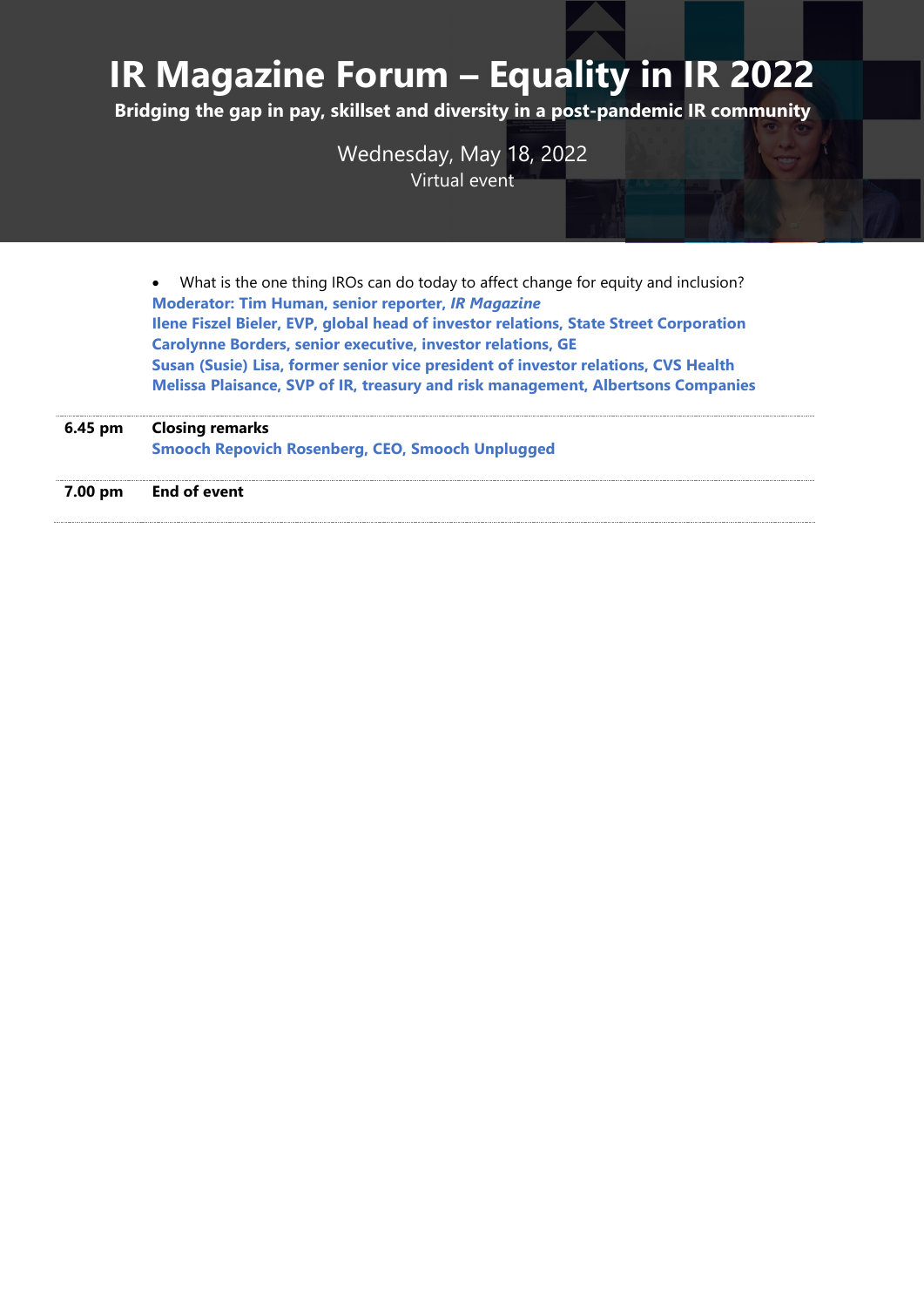# IR Magazine Forum – Equality in IR 2022

**Bridging the gap in pay, skillset and diversity in a post-pandemic IR community**

Wednesday, May 18, 2022
Virtual event

- What is the one thing IROs can do today to affect change for equity and inclusion?

**Moderator: Tim Human, senior reporter, *IR Magazine***
**Ilene Fiszel Bieler, EVP, global head of investor relations, State Street Corporation**
**Carolynne Borders, senior executive, investor relations, GE**
**Susan (Susie) Lisa, former senior vice president of investor relations, CVS Health**
**Melissa Plaisance, SVP of IR, treasury and risk management, Albertsons Companies**

| | |
|---|---|
| **6.45 pm** | **Closing remarks**<br>**Smooch Repovich Rosenberg, CEO, Smooch Unplugged** |
| **7.00 pm** | **End of event** |